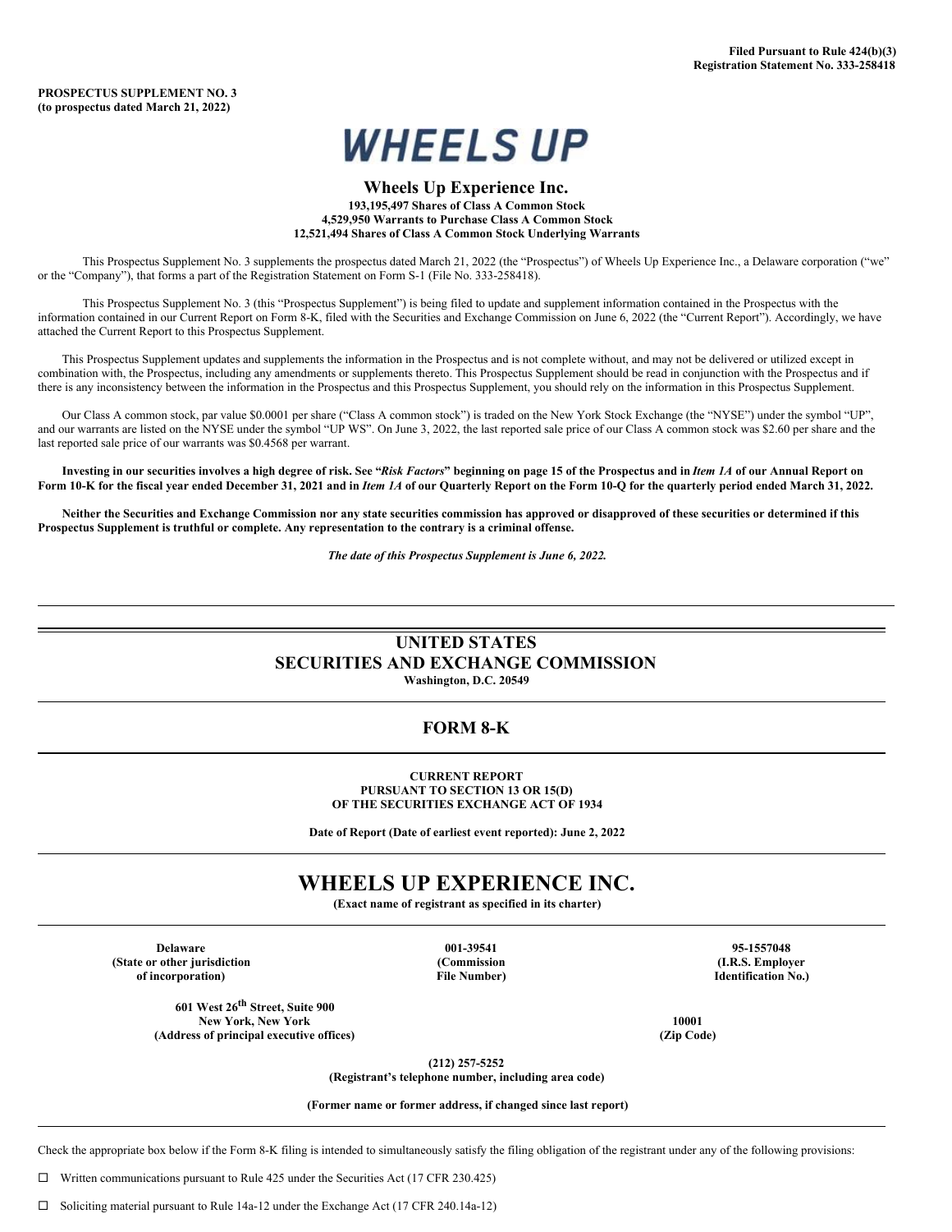Filed Pursuant to Rule 424(b)(3)
Registration Statement No. 333-258418

**PROSPECTUS SUPPLEMENT NO. 3**
**(to prospectus dated March 21, 2022)**

# WHEELS UP

## Wheels Up Experience Inc.

**193,195,497 Shares of Class A Common Stock**
**4,529,950 Warrants to Purchase Class A Common Stock**
**12,521,494 Shares of Class A Common Stock Underlying Warrants**

This Prospectus Supplement No. 3 supplements the prospectus dated March 21, 2022 (the "Prospectus") of Wheels Up Experience Inc., a Delaware corporation ("we" or the "Company"), that forms a part of the Registration Statement on Form S-1 (File No. 333-258418).

This Prospectus Supplement No. 3 (this "Prospectus Supplement") is being filed to update and supplement information contained in the Prospectus with the information contained in our Current Report on Form 8-K, filed with the Securities and Exchange Commission on June 6, 2022 (the "Current Report"). Accordingly, we have attached the Current Report to this Prospectus Supplement.

This Prospectus Supplement updates and supplements the information in the Prospectus and is not complete without, and may not be delivered or utilized except in combination with, the Prospectus, including any amendments or supplements thereto. This Prospectus Supplement should be read in conjunction with the Prospectus and if there is any inconsistency between the information in the Prospectus and this Prospectus Supplement, you should rely on the information in this Prospectus Supplement.

Our Class A common stock, par value $0.0001 per share ("Class A common stock") is traded on the New York Stock Exchange (the "NYSE") under the symbol "UP", and our warrants are listed on the NYSE under the symbol "UP WS". On June 3, 2022, the last reported sale price of our Class A common stock was $2.60 per share and the last reported sale price of our warrants was $0.4568 per warrant.

**Investing in our securities involves a high degree of risk. See "*Risk Factors*" beginning on page 15 of the Prospectus and in *Item 1A* of our Annual Report on Form 10-K for the fiscal year ended December 31, 2021 and in *Item 1A* of our Quarterly Report on the Form 10-Q for the quarterly period ended March 31, 2022.**

**Neither the Securities and Exchange Commission nor any state securities commission has approved or disapproved of these securities or determined if this Prospectus Supplement is truthful or complete. Any representation to the contrary is a criminal offense.**

***The date of this Prospectus Supplement is June 6, 2022.***

---

## UNITED STATES
## SECURITIES AND EXCHANGE COMMISSION

**Washington, D.C. 20549**

## FORM 8-K

**CURRENT REPORT**
**PURSUANT TO SECTION 13 OR 15(D)**
**OF THE SECURITIES EXCHANGE ACT OF 1934**

**Date of Report (Date of earliest event reported): June 2, 2022**

# WHEELS UP EXPERIENCE INC.

**(Exact name of registrant as specified in its charter)**

| Delaware | 001-39541 | 95-1557048 |
|---|---|---|
| (State or other jurisdiction of incorporation) | (Commission File Number) | (I.R.S. Employer Identification No.) |

| 601 West 26th Street, Suite 900 New York, New York | 10001 |
|---|---|
| (Address of principal executive offices) | (Zip Code) |

**(212) 257-5252**
**(Registrant's telephone number, including area code)**

**(Former name or former address, if changed since last report)**

Check the appropriate box below if the Form 8-K filing is intended to simultaneously satisfy the filing obligation of the registrant under any of the following provisions:

☐ Written communications pursuant to Rule 425 under the Securities Act (17 CFR 230.425)

☐ Soliciting material pursuant to Rule 14a-12 under the Exchange Act (17 CFR 240.14a-12)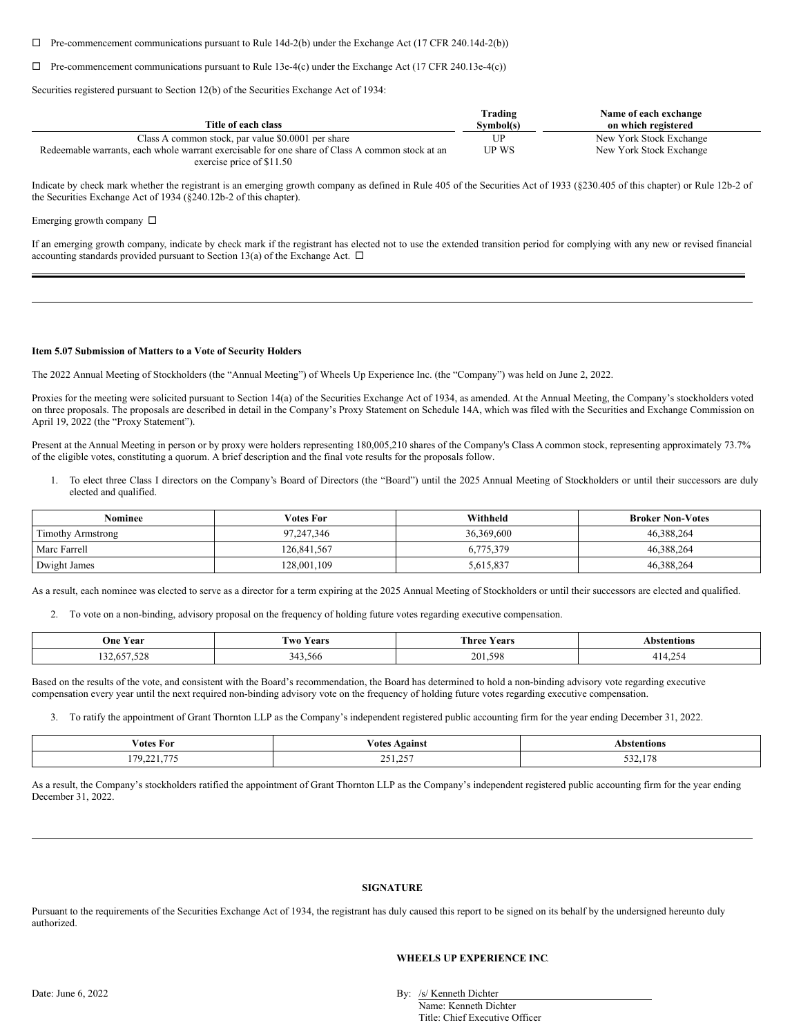☐ Pre-commencement communications pursuant to Rule 14d-2(b) under the Exchange Act (17 CFR 240.14d-2(b))

☐ Pre-commencement communications pursuant to Rule 13e-4(c) under the Exchange Act (17 CFR 240.13e-4(c))

Securities registered pursuant to Section 12(b) of the Securities Exchange Act of 1934:

| Title of each class | Trading Symbol(s) | Name of each exchange on which registered |
|---|---|---|
| Class A common stock, par value $0.0001 per share | UP | New York Stock Exchange |
| Redeemable warrants, each whole warrant exercisable for one share of Class A common stock at an exercise price of $11.50 | UP WS | New York Stock Exchange |

Indicate by check mark whether the registrant is an emerging growth company as defined in Rule 405 of the Securities Act of 1933 (§230.405 of this chapter) or Rule 12b-2 of the Securities Exchange Act of 1934 (§240.12b-2 of this chapter).

Emerging growth company ☐

If an emerging growth company, indicate by check mark if the registrant has elected not to use the extended transition period for complying with any new or revised financial accounting standards provided pursuant to Section 13(a) of the Exchange Act. ☐

**Item 5.07 Submission of Matters to a Vote of Security Holders**

The 2022 Annual Meeting of Stockholders (the "Annual Meeting") of Wheels Up Experience Inc. (the "Company") was held on June 2, 2022.

Proxies for the meeting were solicited pursuant to Section 14(a) of the Securities Exchange Act of 1934, as amended. At the Annual Meeting, the Company's stockholders voted on three proposals. The proposals are described in detail in the Company's Proxy Statement on Schedule 14A, which was filed with the Securities and Exchange Commission on April 19, 2022 (the "Proxy Statement").

Present at the Annual Meeting in person or by proxy were holders representing 180,005,210 shares of the Company's Class A common stock, representing approximately 73.7% of the eligible votes, constituting a quorum. A brief description and the final vote results for the proposals follow.

1. To elect three Class I directors on the Company's Board of Directors (the "Board") until the 2025 Annual Meeting of Stockholders or until their successors are duly elected and qualified.

| Nominee | Votes For | Withheld | Broker Non-Votes |
|---|---|---|---|
| Timothy Armstrong | 97,247,346 | 36,369,600 | 46,388,264 |
| Marc Farrell | 126,841,567 | 6,775,379 | 46,388,264 |
| Dwight James | 128,001,109 | 5,615,837 | 46,388,264 |

As a result, each nominee was elected to serve as a director for a term expiring at the 2025 Annual Meeting of Stockholders or until their successors are elected and qualified.

2. To vote on a non-binding, advisory proposal on the frequency of holding future votes regarding executive compensation.

| One Year | Two Years | Three Years | Abstentions |
|---|---|---|---|
| 132,657,528 | 343,566 | 201,598 | 414,254 |

Based on the results of the vote, and consistent with the Board's recommendation, the Board has determined to hold a non-binding advisory vote regarding executive compensation every year until the next required non-binding advisory vote on the frequency of holding future votes regarding executive compensation.

3. To ratify the appointment of Grant Thornton LLP as the Company's independent registered public accounting firm for the year ending December 31, 2022.

| Votes For | Votes Against | Abstentions |
|---|---|---|
| 179,221,775 | 251,257 | 532,178 |

As a result, the Company's stockholders ratified the appointment of Grant Thornton LLP as the Company's independent registered public accounting firm for the year ending December 31, 2022.

**SIGNATURE**

Pursuant to the requirements of the Securities Exchange Act of 1934, the registrant has duly caused this report to be signed on its behalf by the undersigned hereunto duly authorized.

**WHEELS UP EXPERIENCE INC.**

Date: June 6, 2022

By: /s/ Kenneth Dichter
Name: Kenneth Dichter
Title: Chief Executive Officer